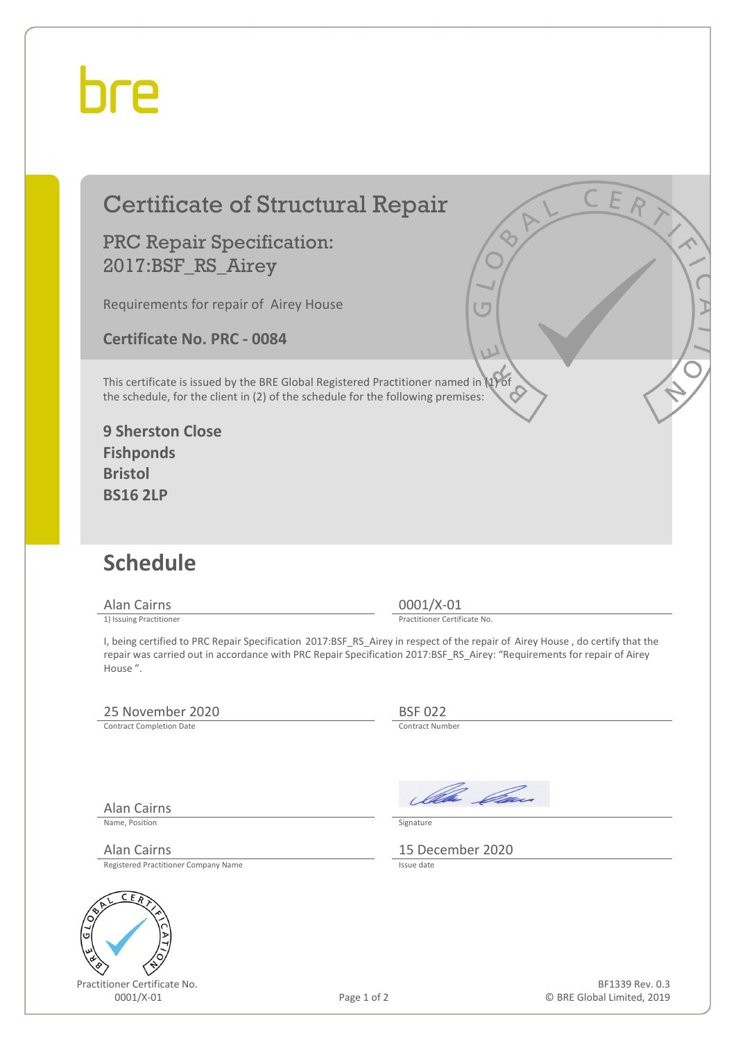bre

# Certificate of Structural Repair

## PRC Repair Specification: 2017:BSF_RS_Airey

Requirements for repair of Airey House

**Certificate No. PRC - 0084**

This certificate is issued by the BRE Global Registered Practitioner named in (1) of the schedule, for the client in (2) of the schedule for the following premises:

**9 Sherston Close**
**Fishponds**
**Bristol**
**BS16 2LP**

## Schedule

| | |
|---|---|
| Alan Cairns | 0001/X-01 |
| 1) Issuing Practitioner | Practitioner Certificate No. |

I, being certified to PRC Repair Specification 2017:BSF_RS_Airey in respect of the repair of Airey House , do certify that the repair was carried out in accordance with PRC Repair Specification 2017:BSF_RS_Airey: "Requirements for repair of Airey House ".

| | |
|---|---|
| 25 November 2020 | BSF 022 |
| Contract Completion Date | Contract Number |
| Alan Cairns | [Signature] |
| Name, Position | Signature |
| Alan Cairns | 15 December 2020 |
| Registered Practitioner Company Name | Issue date |

Practitioner Certificate No.
0001/X-01

BF1339 Rev. 0.3
© BRE Global Limited, 2019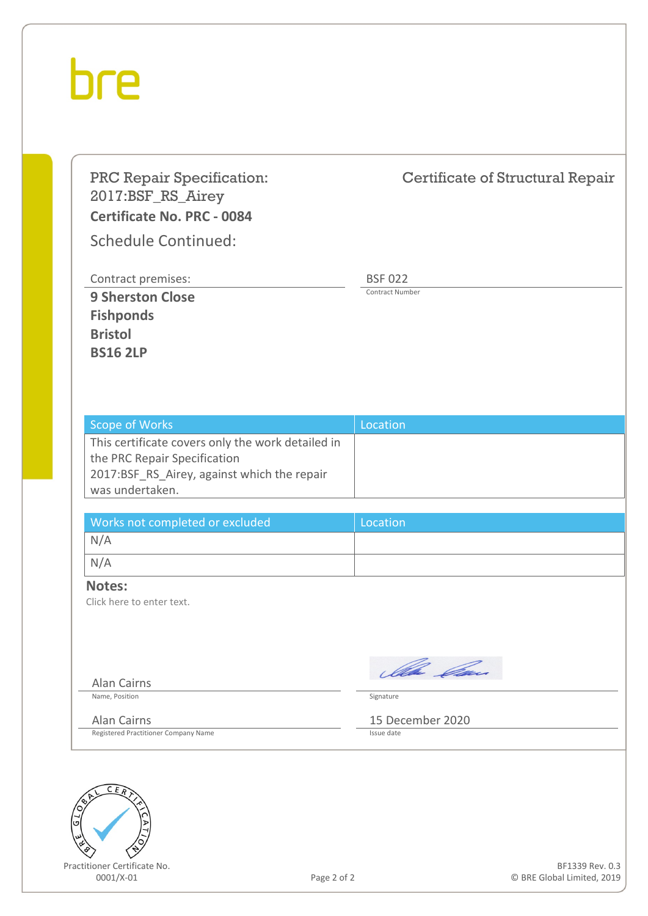bre

PRC Repair Specification:
2017:BSF_RS_Airey

Certificate of Structural Repair

**Certificate No. PRC - 0084**

Schedule Continued:

Contract premises:

**9 Sherston Close**
**Fishponds**
**Bristol**
**BS16 2LP**

BSF 022
Contract Number

| Scope of Works | Location |
|---|---|
| This certificate covers only the work detailed in the PRC Repair Specification 2017:BSF_RS_Airey, against which the repair was undertaken. | |

| Works not completed or excluded | Location |
|---|---|
| N/A | |
| N/A | |

**Notes:**

Click here to enter text.

Alan Cairns
Name, Position

Signature

Alan Cairns
Registered Practitioner Company Name

15 December 2020
Issue date

BRE GLOBAL CERTIFICATION

Practitioner Certificate No.
0001/X-01

BF1339 Rev. 0.3
© BRE Global Limited, 2019